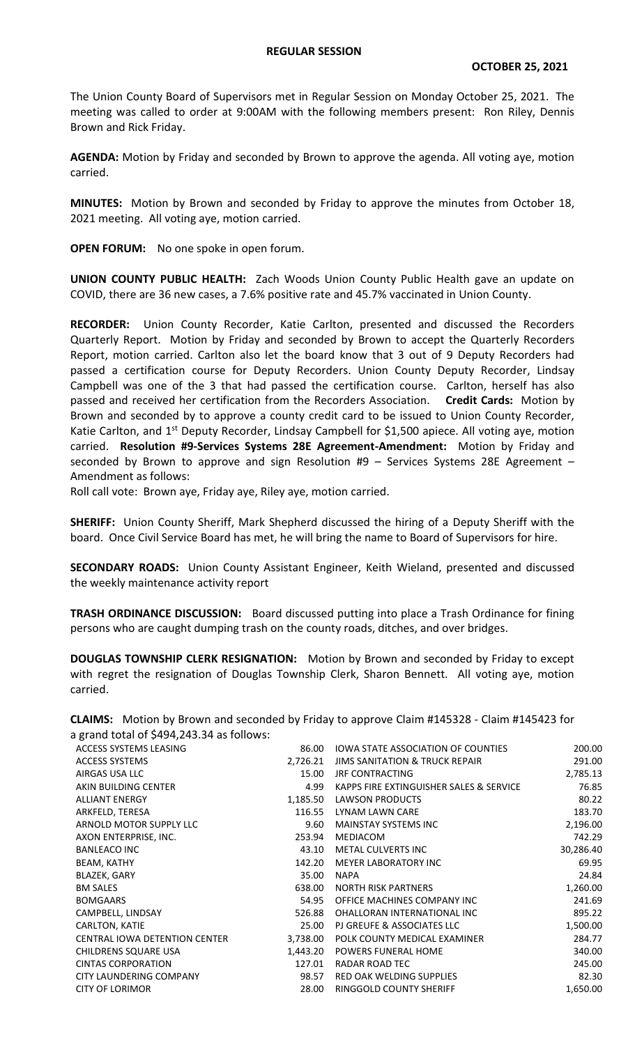# REGULAR SESSION

**OCTOBER 25, 2021**

The Union County Board of Supervisors met in Regular Session on Monday October 25, 2021. The meeting was called to order at 9:00AM with the following members present: Ron Riley, Dennis Brown and Rick Friday.

**AGENDA:** Motion by Friday and seconded by Brown to approve the agenda. All voting aye, motion carried.

**MINUTES:** Motion by Brown and seconded by Friday to approve the minutes from October 18, 2021 meeting. All voting aye, motion carried.

**OPEN FORUM:** No one spoke in open forum.

**UNION COUNTY PUBLIC HEALTH:** Zach Woods Union County Public Health gave an update on COVID, there are 36 new cases, a 7.6% positive rate and 45.7% vaccinated in Union County.

**RECORDER:** Union County Recorder, Katie Carlton, presented and discussed the Recorders Quarterly Report. Motion by Friday and seconded by Brown to accept the Quarterly Recorders Report, motion carried. Carlton also let the board know that 3 out of 9 Deputy Recorders had passed a certification course for Deputy Recorders. Union County Deputy Recorder, Lindsay Campbell was one of the 3 that had passed the certification course. Carlton, herself has also passed and received her certification from the Recorders Association. **Credit Cards:** Motion by Brown and seconded by to approve a county credit card to be issued to Union County Recorder, Katie Carlton, and 1st Deputy Recorder, Lindsay Campbell for $1,500 apiece. All voting aye, motion carried. **Resolution #9-Services Systems 28E Agreement-Amendment:** Motion by Friday and seconded by Brown to approve and sign Resolution #9 – Services Systems 28E Agreement – Amendment as follows:

Roll call vote: Brown aye, Friday aye, Riley aye, motion carried.

**SHERIFF:** Union County Sheriff, Mark Shepherd discussed the hiring of a Deputy Sheriff with the board. Once Civil Service Board has met, he will bring the name to Board of Supervisors for hire.

**SECONDARY ROADS:** Union County Assistant Engineer, Keith Wieland, presented and discussed the weekly maintenance activity report

**TRASH ORDINANCE DISCUSSION:** Board discussed putting into place a Trash Ordinance for fining persons who are caught dumping trash on the county roads, ditches, and over bridges.

**DOUGLAS TOWNSHIP CLERK RESIGNATION:** Motion by Brown and seconded by Friday to except with regret the resignation of Douglas Township Clerk, Sharon Bennett. All voting aye, motion carried.

**CLAIMS:** Motion by Brown and seconded by Friday to approve Claim #145328 - Claim #145423 for a grand total of $494,243.34 as follows:

| | | | |
|---|---|---|---|
| ACCESS SYSTEMS LEASING | 86.00 | IOWA STATE ASSOCIATION OF COUNTIES | 200.00 |
| ACCESS SYSTEMS | 2,726.21 | JIMS SANITATION & TRUCK REPAIR | 291.00 |
| AIRGAS USA LLC | 15.00 | JRF CONTRACTING | 2,785.13 |
| AKIN BUILDING CENTER | 4.99 | KAPPS FIRE EXTINGUISHER SALES & SERVICE | 76.85 |
| ALLIANT ENERGY | 1,185.50 | LAWSON PRODUCTS | 80.22 |
| ARKFELD, TERESA | 116.55 | LYNAM LAWN CARE | 183.70 |
| ARNOLD MOTOR SUPPLY LLC | 9.60 | MAINSTAY SYSTEMS INC | 2,196.00 |
| AXON ENTERPRISE, INC. | 253.94 | MEDIACOM | 742.29 |
| BANLEACO INC | 43.10 | METAL CULVERTS INC | 30,286.40 |
| BEAM, KATHY | 142.20 | MEYER LABORATORY INC | 69.95 |
| BLAZEK, GARY | 35.00 | NAPA | 24.84 |
| BM SALES | 638.00 | NORTH RISK PARTNERS | 1,260.00 |
| BOMGAARS | 54.95 | OFFICE MACHINES COMPANY INC | 241.69 |
| CAMPBELL, LINDSAY | 526.88 | OHALLORAN INTERNATIONAL INC | 895.22 |
| CARLTON, KATIE | 25.00 | PJ GREUFE & ASSOCIATES LLC | 1,500.00 |
| CENTRAL IOWA DETENTION CENTER | 3,738.00 | POLK COUNTY MEDICAL EXAMINER | 284.77 |
| CHILDRENS SQUARE USA | 1,443.20 | POWERS FUNERAL HOME | 340.00 |
| CINTAS CORPORATION | 127.01 | RADAR ROAD TEC | 245.00 |
| CITY LAUNDERING COMPANY | 98.57 | RED OAK WELDING SUPPLIES | 82.30 |
| CITY OF LORIMOR | 28.00 | RINGGOLD COUNTY SHERIFF | 1,650.00 |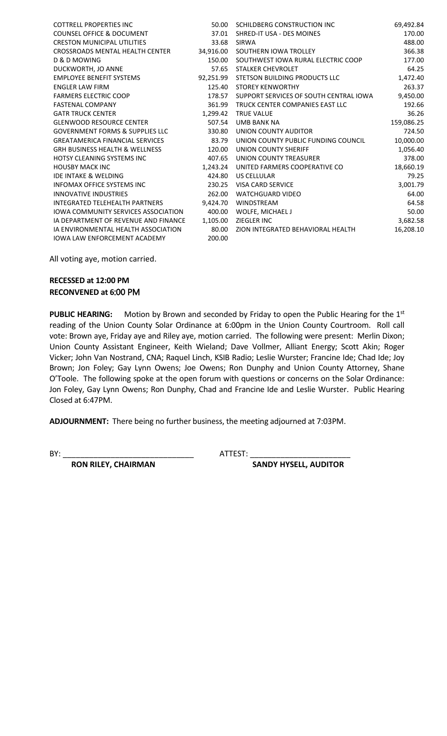| | | | |
|---|---|---|---|
| COTTRELL PROPERTIES INC | 50.00 | SCHILDBERG CONSTRUCTION INC | 69,492.84 |
| COUNSEL OFFICE & DOCUMENT | 37.01 | SHRED-IT USA - DES MOINES | 170.00 |
| CRESTON MUNICIPAL UTILITIES | 33.68 | SIRWA | 488.00 |
| CROSSROADS MENTAL HEALTH CENTER | 34,916.00 | SOUTHERN IOWA TROLLEY | 366.38 |
| D & D MOWING | 150.00 | SOUTHWEST IOWA RURAL ELECTRIC COOP | 177.00 |
| DUCKWORTH, JO ANNE | 57.65 | STALKER CHEVROLET | 64.25 |
| EMPLOYEE BENEFIT SYSTEMS | 92,251.99 | STETSON BUILDING PRODUCTS LLC | 1,472.40 |
| ENGLER LAW FIRM | 125.40 | STOREY KENWORTHY | 263.37 |
| FARMERS ELECTRIC COOP | 178.57 | SUPPORT SERVICES OF SOUTH CENTRAL IOWA | 9,450.00 |
| FASTENAL COMPANY | 361.99 | TRUCK CENTER COMPANIES EAST LLC | 192.66 |
| GATR TRUCK CENTER | 1,299.42 | TRUE VALUE | 36.26 |
| GLENWOOD RESOURCE CENTER | 507.54 | UMB BANK NA | 159,086.25 |
| GOVERNMENT FORMS & SUPPLIES LLC | 330.80 | UNION COUNTY AUDITOR | 724.50 |
| GREATAMERICA FINANCIAL SERVICES | 83.79 | UNION COUNTY PUBLIC FUNDING COUNCIL | 10,000.00 |
| GRH BUSINESS HEALTH & WELLNESS | 120.00 | UNION COUNTY SHERIFF | 1,056.40 |
| HOTSY CLEANING SYSTEMS INC | 407.65 | UNION COUNTY TREASURER | 378.00 |
| HOUSBY MACK INC | 1,243.24 | UNITED FARMERS COOPERATIVE CO | 18,660.19 |
| IDE INTAKE & WELDING | 424.80 | US CELLULAR | 79.25 |
| INFOMAX OFFICE SYSTEMS INC | 230.25 | VISA CARD SERVICE | 3,001.79 |
| INNOVATIVE INDUSTRIES | 262.00 | WATCHGUARD VIDEO | 64.00 |
| INTEGRATED TELEHEALTH PARTNERS | 9,424.70 | WINDSTREAM | 64.58 |
| IOWA COMMUNITY SERVICES ASSOCIATION | 400.00 | WOLFE, MICHAEL J | 50.00 |
| IA DEPARTMENT OF REVENUE AND FINANCE | 1,105.00 | ZIEGLER INC | 3,682.58 |
| IA ENVIRONMENTAL HEALTH ASSOCIATION | 80.00 | ZION INTEGRATED BEHAVIORAL HEALTH | 16,208.10 |
| IOWA LAW ENFORCEMENT ACADEMY | 200.00 | | |

All voting aye, motion carried.

**RECESSED at 12:00 PM**
**RECONVENED at 6:00 PM**

**PUBLIC HEARING:** Motion by Brown and seconded by Friday to open the Public Hearing for the 1st reading of the Union County Solar Ordinance at 6:00pm in the Union County Courtroom. Roll call vote: Brown aye, Friday aye and Riley aye, motion carried. The following were present: Merlin Dixon; Union County Assistant Engineer, Keith Wieland; Dave Vollmer, Alliant Energy; Scott Akin; Roger Vicker; John Van Nostrand, CNA; Raquel Linch, KSIB Radio; Leslie Wurster; Francine Ide; Chad Ide; Joy Brown; Jon Foley; Gay Lynn Owens; Joe Owens; Ron Dunphy and Union County Attorney, Shane O'Toole. The following spoke at the open forum with questions or concerns on the Solar Ordinance: Jon Foley, Gay Lynn Owens; Ron Dunphy, Chad and Francine Ide and Leslie Wurster. Public Hearing Closed at 6:47PM.

**ADJOURNMENT:** There being no further business, the meeting adjourned at 7:03PM.

BY: ______________________________ ATTEST: ______________________

**RON RILEY, CHAIRMAN** **SANDY HYSELL, AUDITOR**